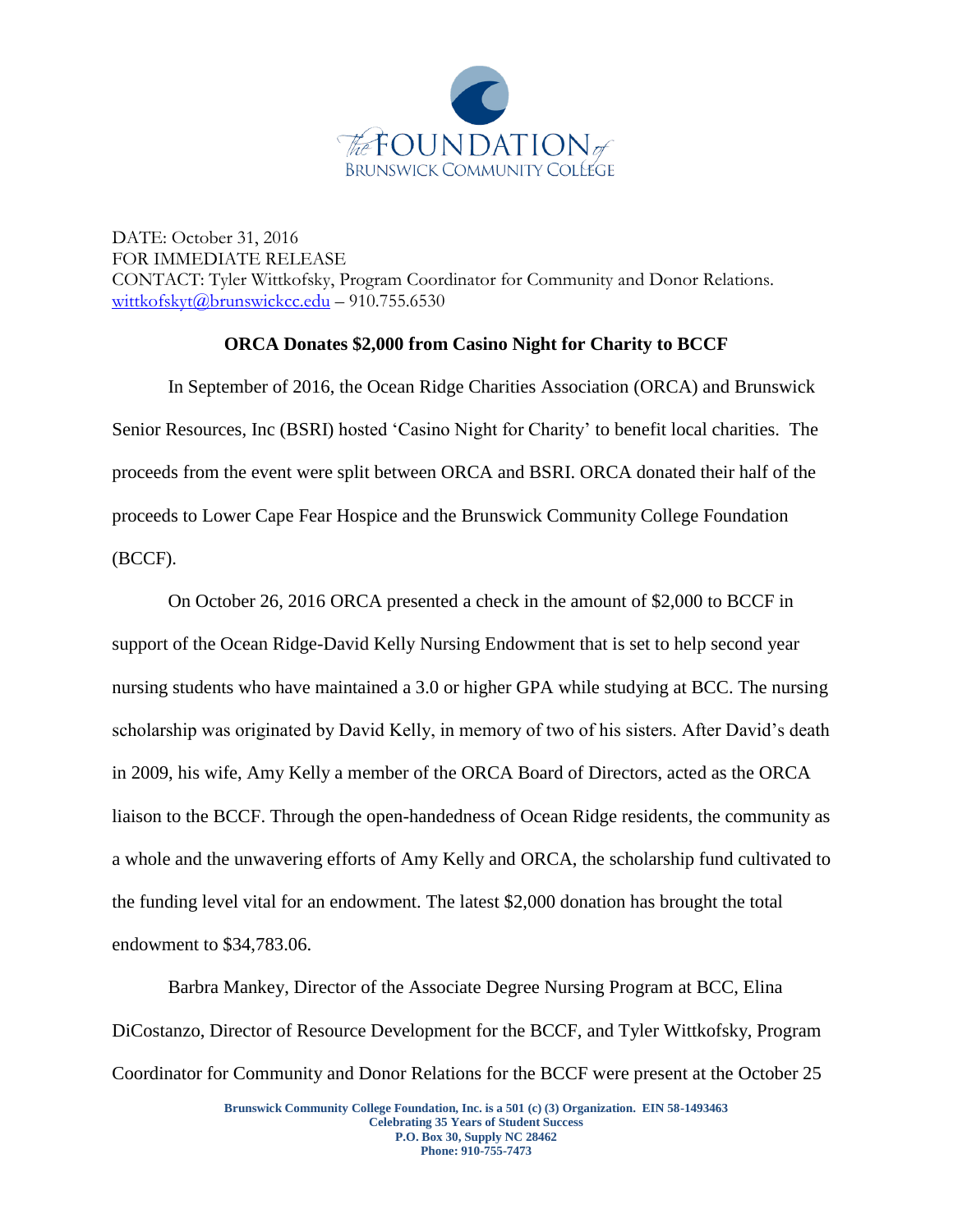The FOUNDATION of BRUNSWICK COMMUNITY COLLEGE

DATE: October 31, 2016
FOR IMMEDIATE RELEASE
CONTACT: Tyler Wittkofsky, Program Coordinator for Community and Donor Relations.
wittkofskyt@brunswickcc.edu – 910.755.6530

**ORCA Donates $2,000 from Casino Night for Charity to BCCF**

In September of 2016, the Ocean Ridge Charities Association (ORCA) and Brunswick Senior Resources, Inc (BSRI) hosted 'Casino Night for Charity' to benefit local charities. The proceeds from the event were split between ORCA and BSRI. ORCA donated their half of the proceeds to Lower Cape Fear Hospice and the Brunswick Community College Foundation (BCCF).

On October 26, 2016 ORCA presented a check in the amount of $2,000 to BCCF in support of the Ocean Ridge-David Kelly Nursing Endowment that is set to help second year nursing students who have maintained a 3.0 or higher GPA while studying at BCC. The nursing scholarship was originated by David Kelly, in memory of two of his sisters. After David's death in 2009, his wife, Amy Kelly a member of the ORCA Board of Directors, acted as the ORCA liaison to the BCCF. Through the open-handedness of Ocean Ridge residents, the community as a whole and the unwavering efforts of Amy Kelly and ORCA, the scholarship fund cultivated to the funding level vital for an endowment. The latest $2,000 donation has brought the total endowment to $34,783.06.

Barbra Mankey, Director of the Associate Degree Nursing Program at BCC, Elina DiCostanzo, Director of Resource Development for the BCCF, and Tyler Wittkofsky, Program Coordinator for Community and Donor Relations for the BCCF were present at the October 25

**Brunswick Community College Foundation, Inc. is a 501 (c) (3) Organization. EIN 58-1493463**
**Celebrating 35 Years of Student Success**
**P.O. Box 30, Supply NC 28462**
**Phone: 910-755-7473**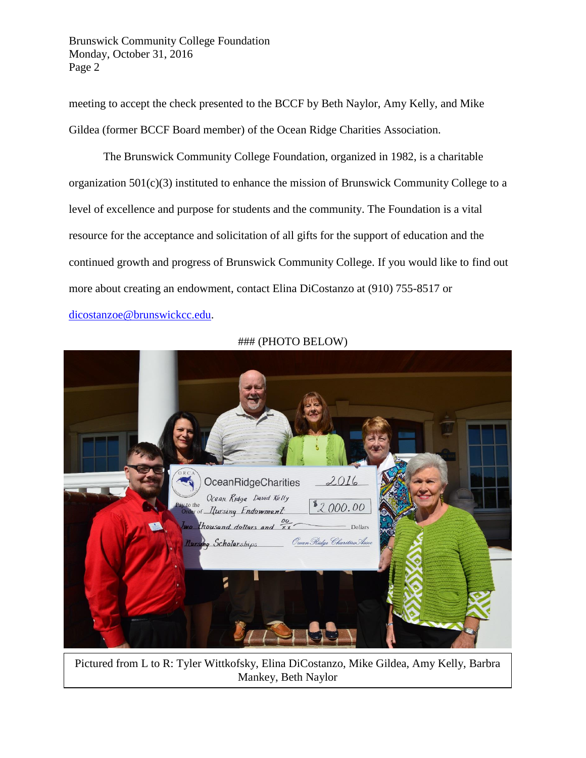meeting to accept the check presented to the BCCF by Beth Naylor, Amy Kelly, and Mike Gildea (former BCCF Board member) of the Ocean Ridge Charities Association.

The Brunswick Community College Foundation, organized in 1982, is a charitable organization 501(c)(3) instituted to enhance the mission of Brunswick Community College to a level of excellence and purpose for students and the community. The Foundation is a vital resource for the acceptance and solicitation of all gifts for the support of education and the continued growth and progress of Brunswick Community College. If you would like to find out more about creating an endowment, contact Elina DiCostanzo at (910) 755-8517 or dicostanzoe@brunswickcc.edu.

### (PHOTO BELOW)

Pictured from L to R: Tyler Wittkofsky, Elina DiCostanzo, Mike Gildea, Amy Kelly, Barbra Mankey, Beth Naylor